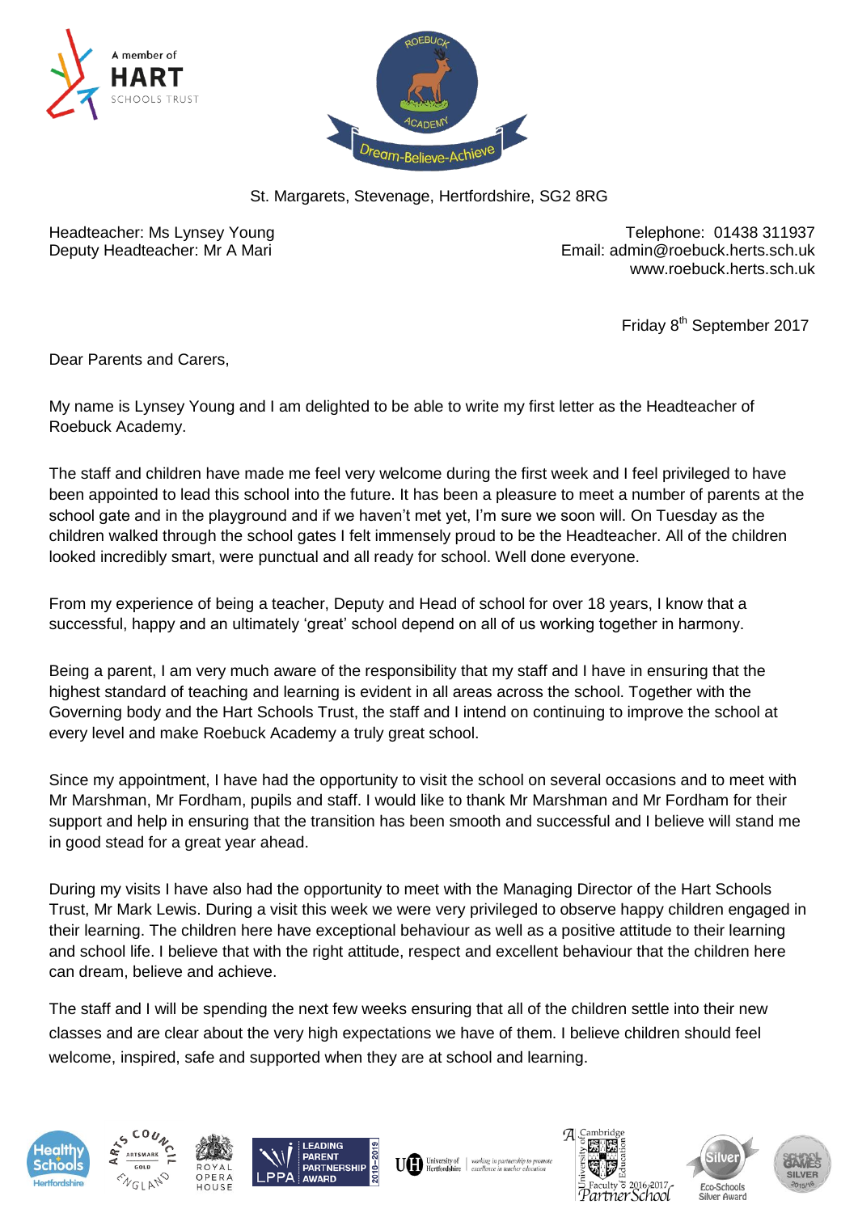St. Margarets, Stevenage, Hertfordshire, SG2 8RG

Headteacher: Ms Lynsey Young
Deputy Headteacher: Mr A Mari

Telephone: 01438 311937
Email: admin@roebuck.herts.sch.uk
www.roebuck.herts.sch.uk

Friday 8th September 2017

Dear Parents and Carers,

My name is Lynsey Young and I am delighted to be able to write my first letter as the Headteacher of Roebuck Academy.

The staff and children have made me feel very welcome during the first week and I feel privileged to have been appointed to lead this school into the future. It has been a pleasure to meet a number of parents at the school gate and in the playground and if we haven't met yet, I'm sure we soon will. On Tuesday as the children walked through the school gates I felt immensely proud to be the Headteacher. All of the children looked incredibly smart, were punctual and all ready for school. Well done everyone.

From my experience of being a teacher, Deputy and Head of school for over 18 years, I know that a successful, happy and an ultimately 'great' school depend on all of us working together in harmony.

Being a parent, I am very much aware of the responsibility that my staff and I have in ensuring that the highest standard of teaching and learning is evident in all areas across the school. Together with the Governing body and the Hart Schools Trust, the staff and I intend on continuing to improve the school at every level and make Roebuck Academy a truly great school.

Since my appointment, I have had the opportunity to visit the school on several occasions and to meet with Mr Marshman, Mr Fordham, pupils and staff. I would like to thank Mr Marshman and Mr Fordham for their support and help in ensuring that the transition has been smooth and successful and I believe will stand me in good stead for a great year ahead.

During my visits I have also had the opportunity to meet with the Managing Director of the Hart Schools Trust, Mr Mark Lewis. During a visit this week we were very privileged to observe happy children engaged in their learning. The children here have exceptional behaviour as well as a positive attitude to their learning and school life. I believe that with the right attitude, respect and excellent behaviour that the children here can dream, believe and achieve.

The staff and I will be spending the next few weeks ensuring that all of the children settle into their new classes and are clear about the very high expectations we have of them. I believe children should feel welcome, inspired, safe and supported when they are at school and learning.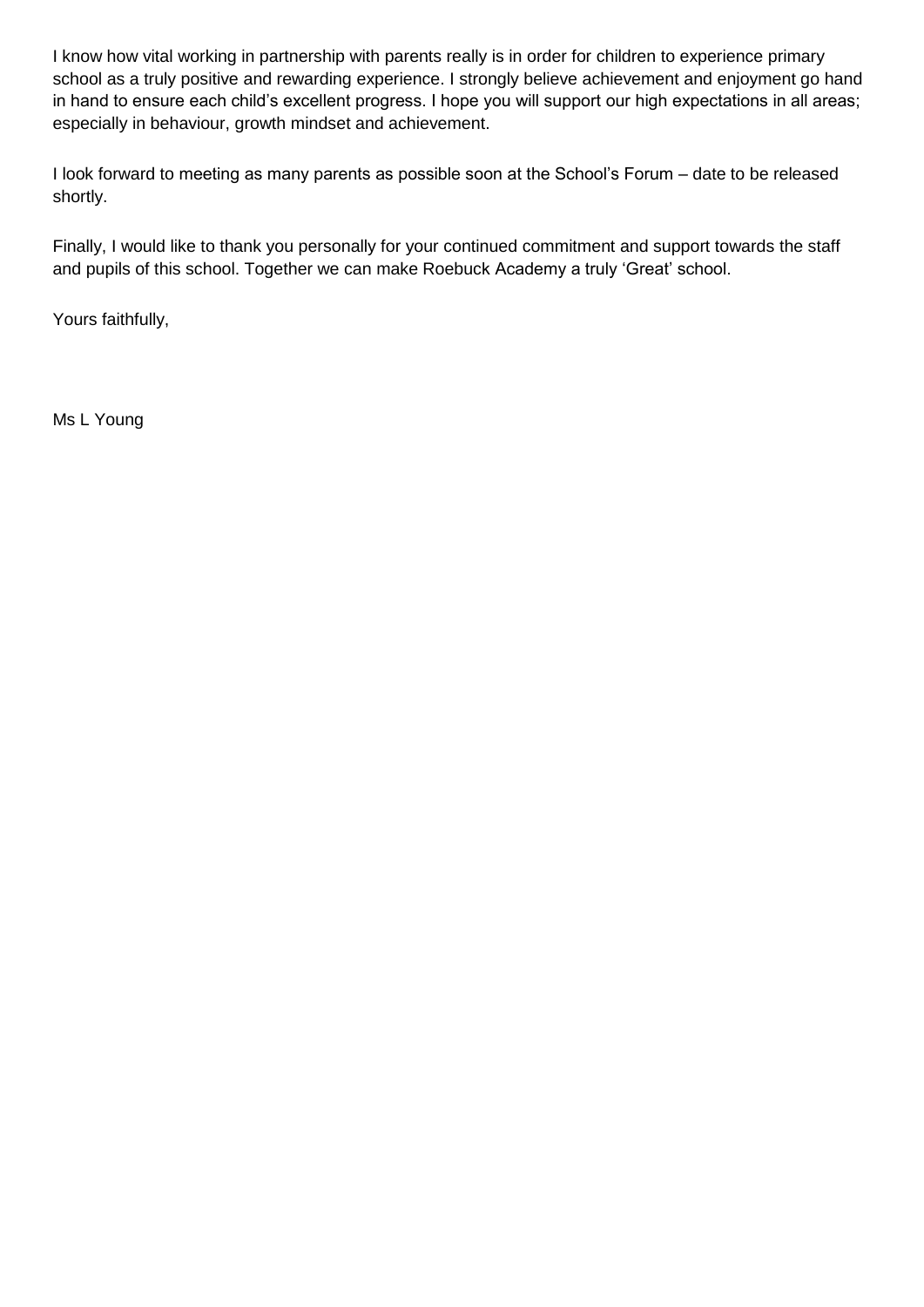I know how vital working in partnership with parents really is in order for children to experience primary school as a truly positive and rewarding experience. I strongly believe achievement and enjoyment go hand in hand to ensure each child's excellent progress. I hope you will support our high expectations in all areas; especially in behaviour, growth mindset and achievement.

I look forward to meeting as many parents as possible soon at the School's Forum – date to be released shortly.

Finally, I would like to thank you personally for your continued commitment and support towards the staff and pupils of this school. Together we can make Roebuck Academy a truly 'Great' school.

Yours faithfully,

Ms L Young